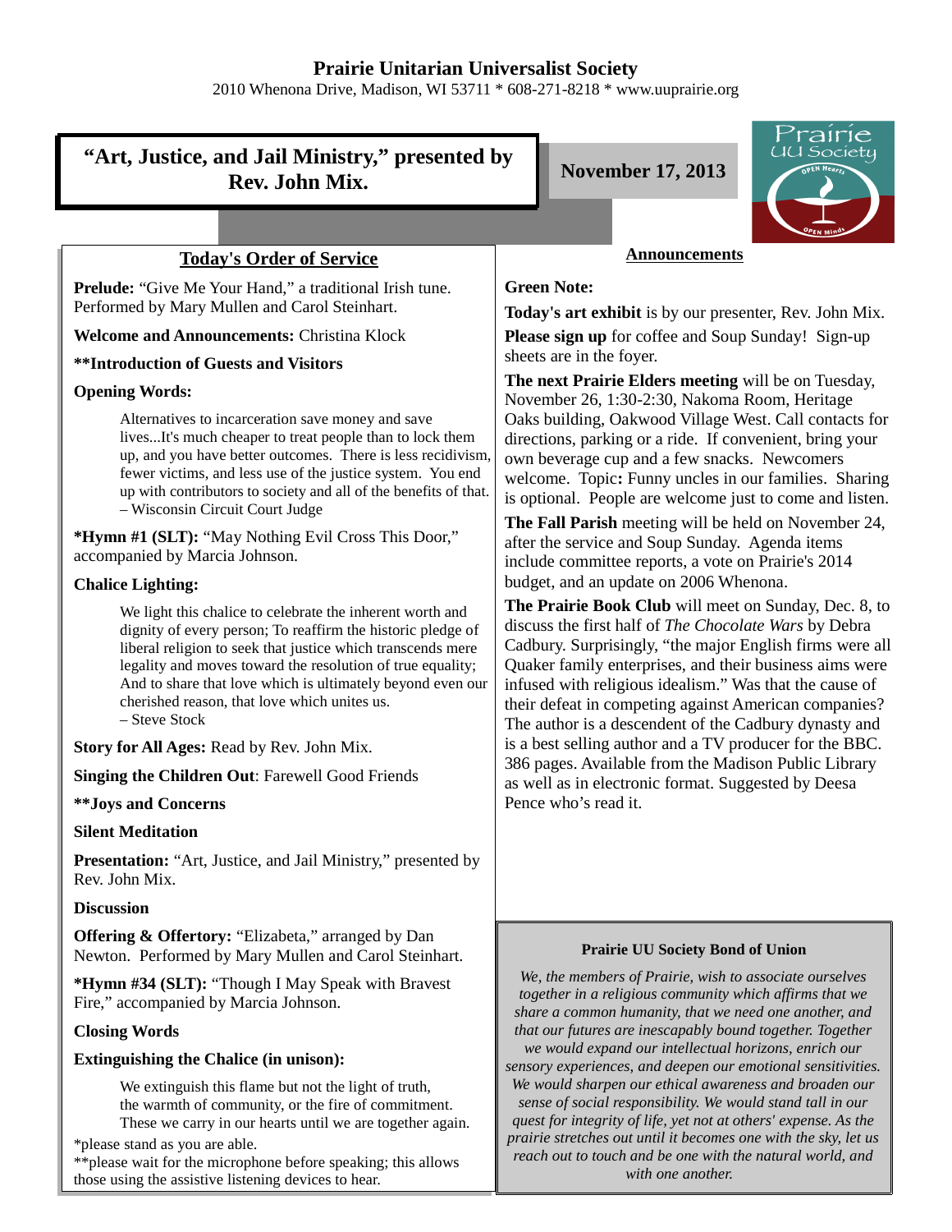# Prairie Unitarian Universalist Society

2010 Whenona Drive, Madison, WI 53711 * 608-271-8218 * www.uuprairie.org

## "Art, Justice, and Jail Ministry," presented by Rev. John Mix.

**November 17, 2013**

## Today's Order of Service

**Prelude:** "Give Me Your Hand," a traditional Irish tune. Performed by Mary Mullen and Carol Steinhart.

**Welcome and Announcements:** Christina Klock

**\*\*Introduction of Guests and Visitors**

**Opening Words:**

> Alternatives to incarceration save money and save lives...It's much cheaper to treat people than to lock them up, and you have better outcomes. There is less recidivism, fewer victims, and less use of the justice system. You end up with contributors to society and all of the benefits of that.
> – Wisconsin Circuit Court Judge

**\*Hymn #1 (SLT):** "May Nothing Evil Cross This Door," accompanied by Marcia Johnson.

**Chalice Lighting:**

> We light this chalice to celebrate the inherent worth and dignity of every person; To reaffirm the historic pledge of liberal religion to seek that justice which transcends mere legality and moves toward the resolution of true equality; And to share that love which is ultimately beyond even our cherished reason, that love which unites us.
> – Steve Stock

**Story for All Ages:** Read by Rev. John Mix.

**Singing the Children Out**: Farewell Good Friends

**\*\*Joys and Concerns**

**Silent Meditation**

**Presentation:** "Art, Justice, and Jail Ministry," presented by Rev. John Mix.

**Discussion**

**Offering & Offertory:** "Elizabeta," arranged by Dan Newton. Performed by Mary Mullen and Carol Steinhart.

**\*Hymn #34 (SLT):** "Though I May Speak with Bravest Fire," accompanied by Marcia Johnson.

**Closing Words**

**Extinguishing the Chalice (in unison):**

> We extinguish this flame but not the light of truth,
> the warmth of community, or the fire of commitment.
> These we carry in our hearts until we are together again.

\*please stand as you are able.
\*\*please wait for the microphone before speaking; this allows those using the assistive listening devices to hear.

## Announcements

**Green Note:**

**Today's art exhibit** is by our presenter, Rev. John Mix.

**Please sign up** for coffee and Soup Sunday! Sign-up sheets are in the foyer.

**The next Prairie Elders meeting** will be on Tuesday, November 26, 1:30-2:30, Nakoma Room, Heritage Oaks building, Oakwood Village West. Call contacts for directions, parking or a ride. If convenient, bring your own beverage cup and a few snacks. Newcomers welcome. Topic**:** Funny uncles in our families. Sharing is optional. People are welcome just to come and listen.

**The Fall Parish** meeting will be held on November 24, after the service and Soup Sunday. Agenda items include committee reports, a vote on Prairie's 2014 budget, and an update on 2006 Whenona.

**The Prairie Book Club** will meet on Sunday, Dec. 8, to discuss the first half of *The Chocolate Wars* by Debra Cadbury. Surprisingly, "the major English firms were all Quaker family enterprises, and their business aims were infused with religious idealism." Was that the cause of their defeat in competing against American companies? The author is a descendent of the Cadbury dynasty and is a best selling author and a TV producer for the BBC. 386 pages. Available from the Madison Public Library as well as in electronic format. Suggested by Deesa Pence who's read it.

### Prairie UU Society Bond of Union

*We, the members of Prairie, wish to associate ourselves together in a religious community which affirms that we share a common humanity, that we need one another, and that our futures are inescapably bound together. Together we would expand our intellectual horizons, enrich our sensory experiences, and deepen our emotional sensitivities. We would sharpen our ethical awareness and broaden our sense of social responsibility. We would stand tall in our quest for integrity of life, yet not at others' expense. As the prairie stretches out until it becomes one with the sky, let us reach out to touch and be one with the natural world, and with one another.*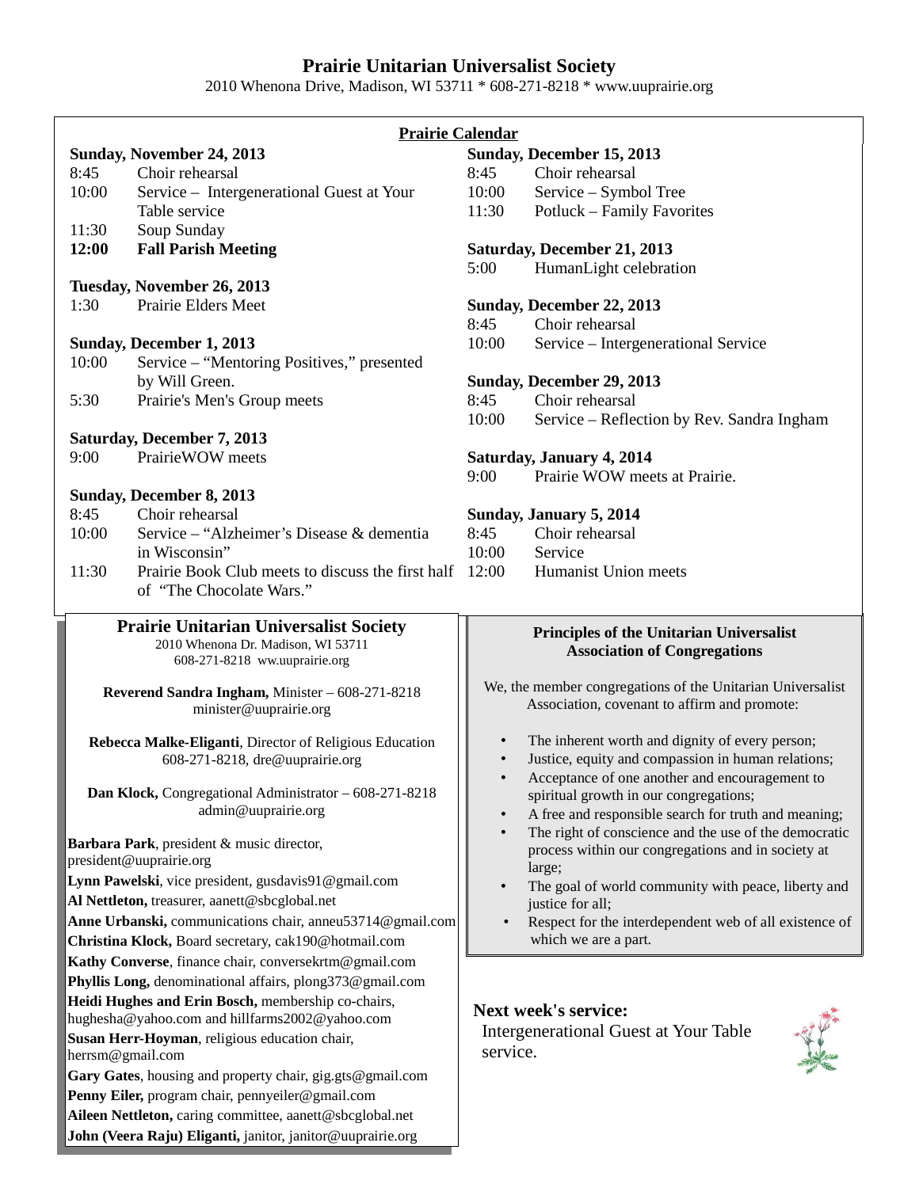# Prairie Unitarian Universalist Society

2010 Whenona Drive, Madison, WI 53711 * 608-271-8218 * www.uuprairie.org

## Prairie Calendar

**Sunday, November 24, 2013**

- 8:45 Choir rehearsal
- 10:00 Service – Intergenerational Guest at Your Table service
- 11:30 Soup Sunday
- **12:00 Fall Parish Meeting**

**Tuesday, November 26, 2013**

- 1:30 Prairie Elders Meet

**Sunday, December 1, 2013**

- 10:00 Service – "Mentoring Positives," presented by Will Green.
- 5:30 Prairie's Men's Group meets

**Saturday, December 7, 2013**

- 9:00 PrairieWOW meets

**Sunday, December 8, 2013**

- 8:45 Choir rehearsal
- 10:00 Service – "Alzheimer's Disease & dementia in Wisconsin"
- 11:30 Prairie Book Club meets to discuss the first half of "The Chocolate Wars."

**Sunday, December 15, 2013**

- 8:45 Choir rehearsal
- 10:00 Service – Symbol Tree
- 11:30 Potluck – Family Favorites

**Saturday, December 21, 2013**

- 5:00 HumanLight celebration

**Sunday, December 22, 2013**

- 8:45 Choir rehearsal
- 10:00 Service – Intergenerational Service

**Sunday, December 29, 2013**

- 8:45 Choir rehearsal
- 10:00 Service – Reflection by Rev. Sandra Ingham

**Saturday, January 4, 2014**

- 9:00 Prairie WOW meets at Prairie.

**Sunday, January 5, 2014**

- 8:45 Choir rehearsal
- 10:00 Service
- 12:00 Humanist Union meets

## Prairie Unitarian Universalist Society

2010 Whenona Dr. Madison, WI 53711
608-271-8218 ww.uuprairie.org

**Reverend Sandra Ingham,** Minister – 608-271-8218
minister@uuprairie.org

**Rebecca Malke-Eliganti**, Director of Religious Education
608-271-8218, dre@uuprairie.org

**Dan Klock,** Congregational Administrator – 608-271-8218
admin@uuprairie.org

**Barbara Park**, president & music director, president@uuprairie.org
**Lynn Pawelski**, vice president, gusdavis91@gmail.com
**Al Nettleton,** treasurer, aanett@sbcglobal.net
**Anne Urbanski,** communications chair, anneu53714@gmail.com
**Christina Klock,** Board secretary, cak190@hotmail.com
**Kathy Converse**, finance chair, conversekrtm@gmail.com
**Phyllis Long,** denominational affairs, plong373@gmail.com
**Heidi Hughes and Erin Bosch,** membership co-chairs, hughesha@yahoo.com and hillfarms2002@yahoo.com
**Susan Herr-Hoyman**, religious education chair, herrsm@gmail.com
**Gary Gates**, housing and property chair, gig.gts@gmail.com
**Penny Eiler,** program chair, pennyeiler@gmail.com
**Aileen Nettleton,** caring committee, aanett@sbcglobal.net
**John (Veera Raju) Eliganti,** janitor, janitor@uuprairie.org

## Principles of the Unitarian Universalist Association of Congregations

We, the member congregations of the Unitarian Universalist Association, covenant to affirm and promote:

- The inherent worth and dignity of every person;
- Justice, equity and compassion in human relations;
- Acceptance of one another and encouragement to spiritual growth in our congregations;
- A free and responsible search for truth and meaning;
- The right of conscience and the use of the democratic process within our congregations and in society at large;
- The goal of world community with peace, liberty and justice for all;
- Respect for the interdependent web of all existence of which we are a part.

**Next week's service:**
Intergenerational Guest at Your Table service.